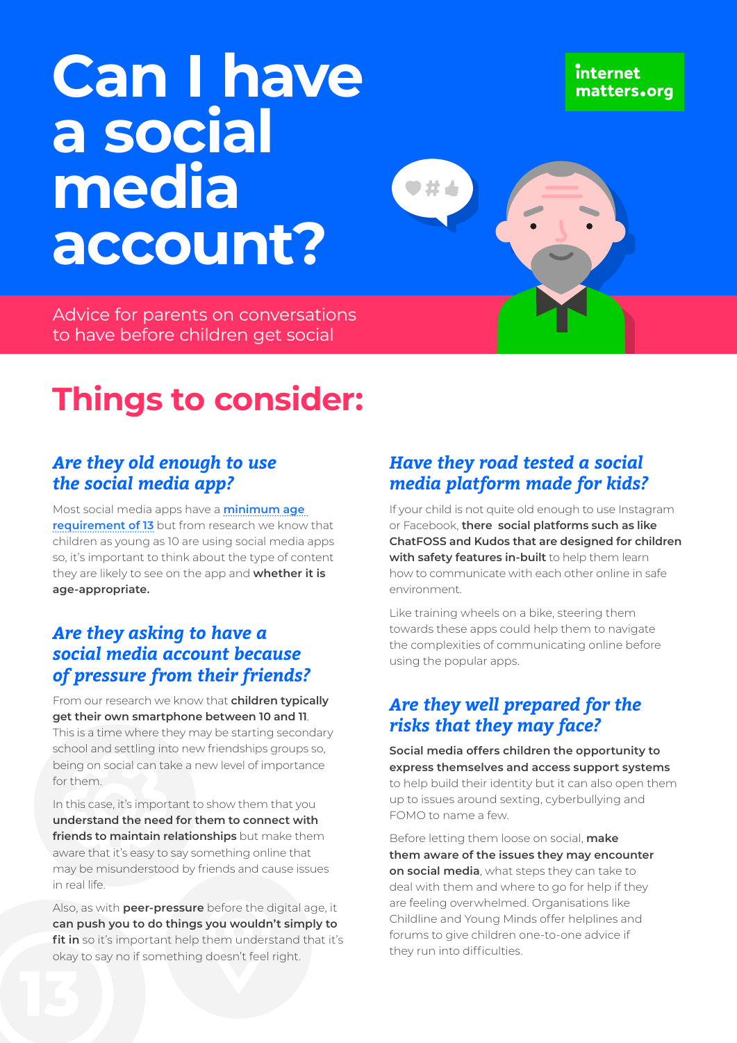# Can I have a social media account?

internet matters.org

Advice for parents on conversations to have before children get social

## Things to consider:

### *Are they old enough to use the social media app?*

Most social media apps have a minimum age requirement of 13 but from research we know that children as young as 10 are using social media apps so, it's important to think about the type of content they are likely to see on the app and **whether it is age-appropriate.**

### *Are they asking to have a social media account because of pressure from their friends?*

From our research we know that **children typically get their own smartphone between 10 and 11**. This is a time where they may be starting secondary school and settling into new friendships groups so, being on social can take a new level of importance for them.

In this case, it's important to show them that you **understand the need for them to connect with friends to maintain relationships** but make them aware that it's easy to say something online that may be misunderstood by friends and cause issues in real life.

Also, as with **peer-pressure** before the digital age, it **can push you to do things you wouldn't simply to fit in** so it's important help them understand that it's okay to say no if something doesn't feel right.

### *Have they road tested a social media platform made for kids?*

If your child is not quite old enough to use Instagram or Facebook, **there social platforms such as like ChatFOSS and Kudos that are designed for children with safety features in-built** to help them learn how to communicate with each other online in safe environment.

Like training wheels on a bike, steering them towards these apps could help them to navigate the complexities of communicating online before using the popular apps.

### *Are they well prepared for the risks that they may face?*

**Social media offers children the opportunity to express themselves and access support systems** to help build their identity but it can also open them up to issues around sexting, cyberbullying and FOMO to name a few.

Before letting them loose on social, **make them aware of the issues they may encounter on social media**, what steps they can take to deal with them and where to go for help if they are feeling overwhelmed. Organisations like Childline and Young Minds offer helplines and forums to give children one-to-one advice if they run into difficulties.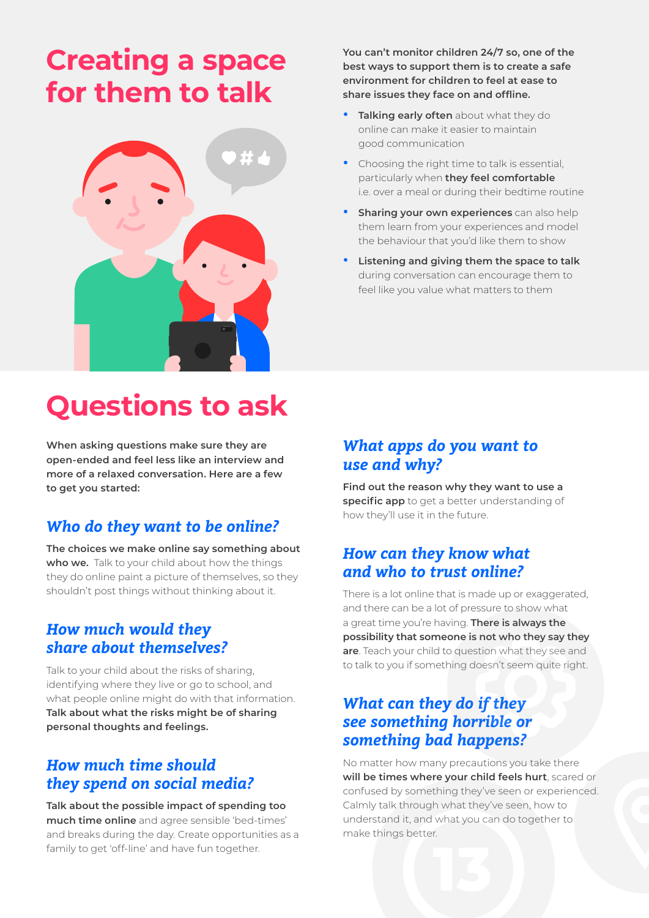# Creating a space for them to talk

**You can't monitor children 24/7 so, one of the best ways to support them is to create a safe environment for children to feel at ease to share issues they face on and offline.**

- **Talking early often** about what they do online can make it easier to maintain good communication
- Choosing the right time to talk is essential, particularly when **they feel comfortable** i.e. over a meal or during their bedtime routine
- **Sharing your own experiences** can also help them learn from your experiences and model the behaviour that you'd like them to show
- **Listening and giving them the space to talk** during conversation can encourage them to feel like you value what matters to them

# Questions to ask

**When asking questions make sure they are open-ended and feel less like an interview and more of a relaxed conversation. Here are a few to get you started:**

### *Who do they want to be online?*

**The choices we make online say something about who we.** Talk to your child about how the things they do online paint a picture of themselves, so they shouldn't post things without thinking about it.

### *How much would they share about themselves?*

Talk to your child about the risks of sharing, identifying where they live or go to school, and what people online might do with that information. **Talk about what the risks might be of sharing personal thoughts and feelings.**

### *How much time should they spend on social media?*

**Talk about the possible impact of spending too much time online** and agree sensible 'bed-times' and breaks during the day. Create opportunities as a family to get 'off-line' and have fun together.

### *What apps do you want to use and why?*

**Find out the reason why they want to use a specific app** to get a better understanding of how they'll use it in the future.

### *How can they know what and who to trust online?*

There is a lot online that is made up or exaggerated, and there can be a lot of pressure to show what a great time you're having. **There is always the possibility that someone is not who they say they are**. Teach your child to question what they see and to talk to you if something doesn't seem quite right.

### *What can they do if they see something horrible or something bad happens?*

No matter how many precautions you take there **will be times where your child feels hurt**, scared or confused by something they've seen or experienced. Calmly talk through what they've seen, how to understand it, and what you can do together to make things better.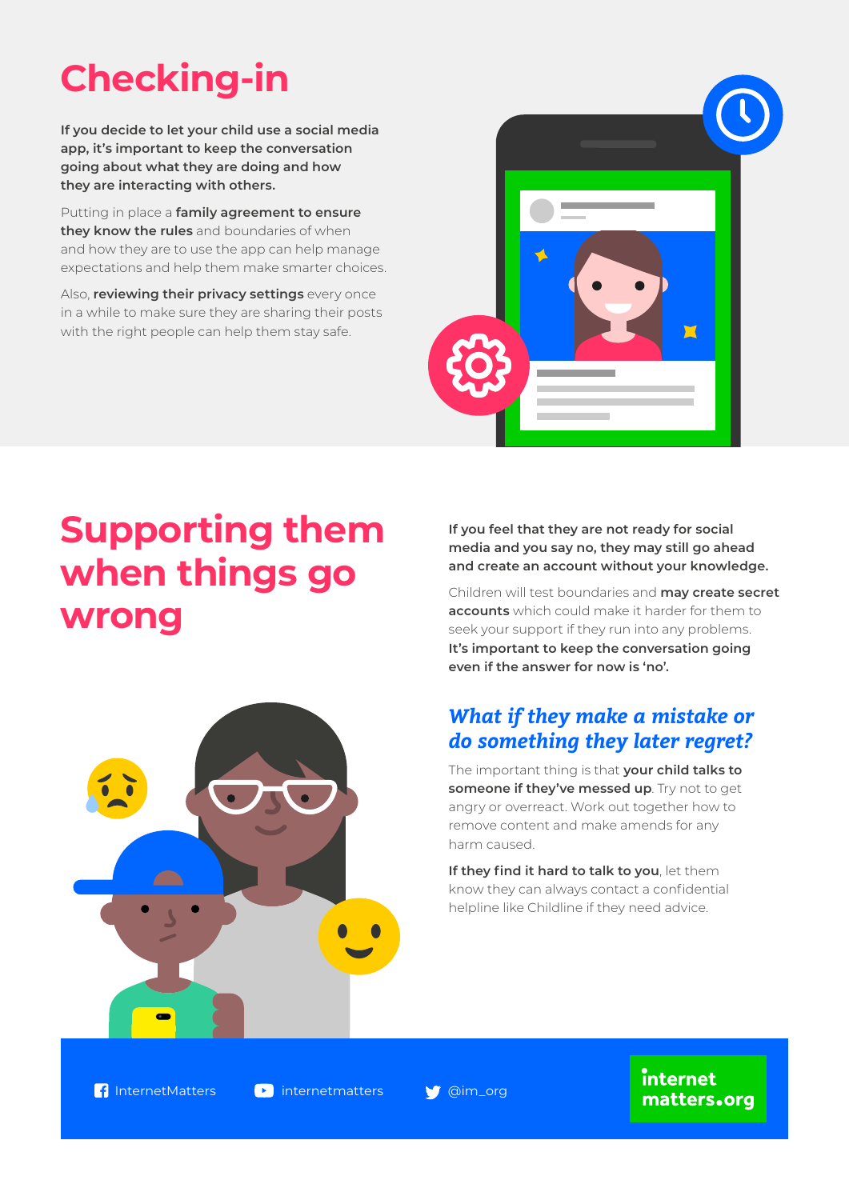# Checking-in

**If you decide to let your child use a social media app, it's important to keep the conversation going about what they are doing and how they are interacting with others.**

Putting in place a **family agreement to ensure they know the rules** and boundaries of when and how they are to use the app can help manage expectations and help them make smarter choices.

Also, **reviewing their privacy settings** every once in a while to make sure they are sharing their posts with the right people can help them stay safe.

# Supporting them when things go wrong

**If you feel that they are not ready for social media and you say no, they may still go ahead and create an account without your knowledge.**

Children will test boundaries and **may create secret accounts** which could make it harder for them to seek your support if they run into any problems. **It's important to keep the conversation going even if the answer for now is 'no'.**

## *What if they make a mistake or do something they later regret?*

The important thing is that **your child talks to someone if they've messed up**. Try not to get angry or overreact. Work out together how to remove content and make amends for any harm caused.

**If they find it hard to talk to you**, let them know they can always contact a confidential helpline like Childline if they need advice.

InternetMatters | internetmatters | @im_org

internet matters.org